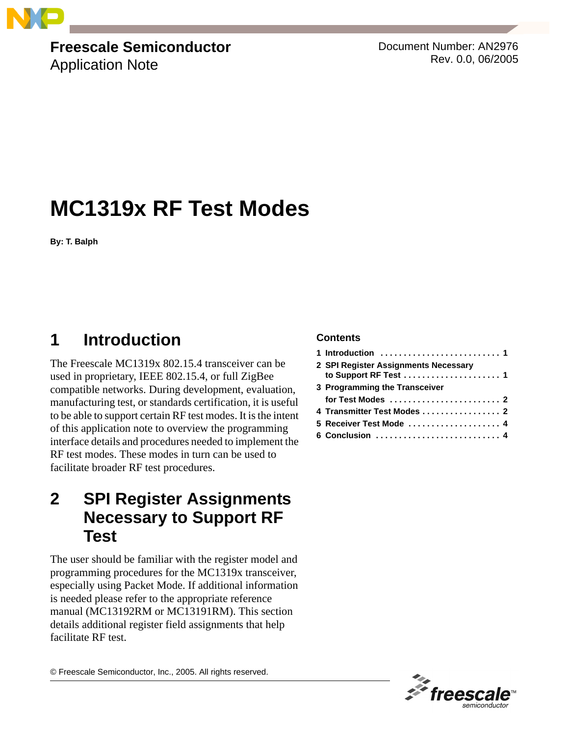**Freescale Semiconductor**
Application Note

Document Number: AN2976
Rev. 0.0, 06/2005

# MC1319x RF Test Modes

**By: T. Balph**

**Contents**

| | |
|---|---|
| 1 Introduction | 1 |
| 2 SPI Register Assignments Necessary to Support RF Test | 1 |
| 3 Programming the Transceiver for Test Modes | 2 |
| 4 Transmitter Test Modes | 2 |
| 5 Receiver Test Mode | 4 |
| 6 Conclusion | 4 |

## 1 Introduction

The Freescale MC1319x 802.15.4 transceiver can be used in proprietary, IEEE 802.15.4, or full ZigBee compatible networks. During development, evaluation, manufacturing test, or standards certification, it is useful to be able to support certain RF test modes. It is the intent of this application note to overview the programming interface details and procedures needed to implement the RF test modes. These modes in turn can be used to facilitate broader RF test procedures.

## 2 SPI Register Assignments Necessary to Support RF Test

The user should be familiar with the register model and programming procedures for the MC1319x transceiver, especially using Packet Mode. If additional information is needed please refer to the appropriate reference manual (MC13192RM or MC13191RM). This section details additional register field assignments that help facilitate RF test.

© Freescale Semiconductor, Inc., 2005. All rights reserved.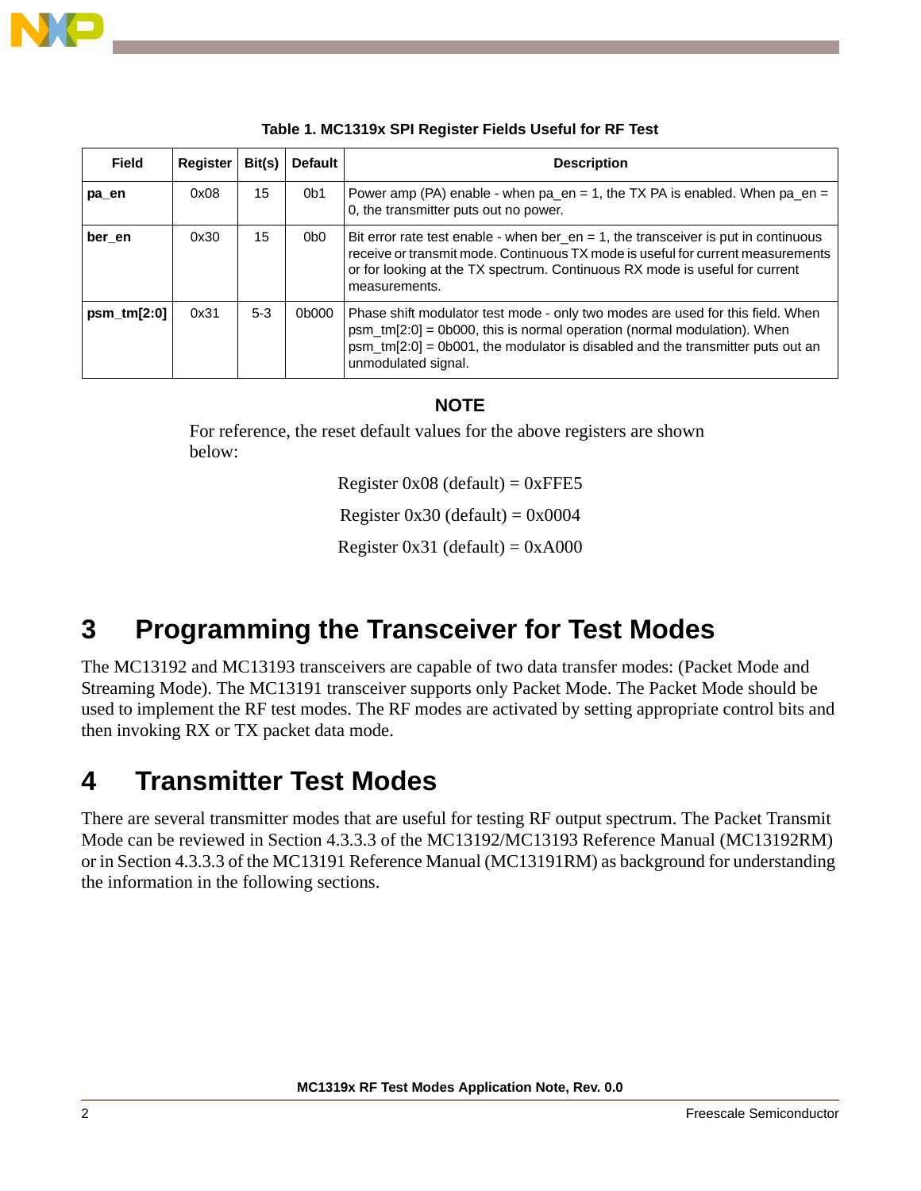**Table 1. MC1319x SPI Register Fields Useful for RF Test**

| Field | Register | Bit(s) | Default | Description |
|---|---|---|---|---|
| **pa_en** | 0x08 | 15 | 0b1 | Power amp (PA) enable - when pa_en = 1, the TX PA is enabled. When pa_en = 0, the transmitter puts out no power. |
| **ber_en** | 0x30 | 15 | 0b0 | Bit error rate test enable - when ber_en = 1, the transceiver is put in continuous receive or transmit mode. Continuous TX mode is useful for current measurements or for looking at the TX spectrum. Continuous RX mode is useful for current measurements. |
| **psm_tm[2:0]** | 0x31 | 5-3 | 0b000 | Phase shift modulator test mode - only two modes are used for this field. When psm_tm[2:0] = 0b000, this is normal operation (normal modulation). When psm_tm[2:0] = 0b001, the modulator is disabled and the transmitter puts out an unmodulated signal. |

**NOTE**

For reference, the reset default values for the above registers are shown below:

Register 0x08 (default) = 0xFFE5

Register 0x30 (default) = 0x0004

Register 0x31 (default) = 0xA000

# 3 Programming the Transceiver for Test Modes

The MC13192 and MC13193 transceivers are capable of two data transfer modes: (Packet Mode and Streaming Mode). The MC13191 transceiver supports only Packet Mode. The Packet Mode should be used to implement the RF test modes. The RF modes are activated by setting appropriate control bits and then invoking RX or TX packet data mode.

# 4 Transmitter Test Modes

There are several transmitter modes that are useful for testing RF output spectrum. The Packet Transmit Mode can be reviewed in Section 4.3.3.3 of the MC13192/MC13193 Reference Manual (MC13192RM) or in Section 4.3.3.3 of the MC13191 Reference Manual (MC13191RM) as background for understanding the information in the following sections.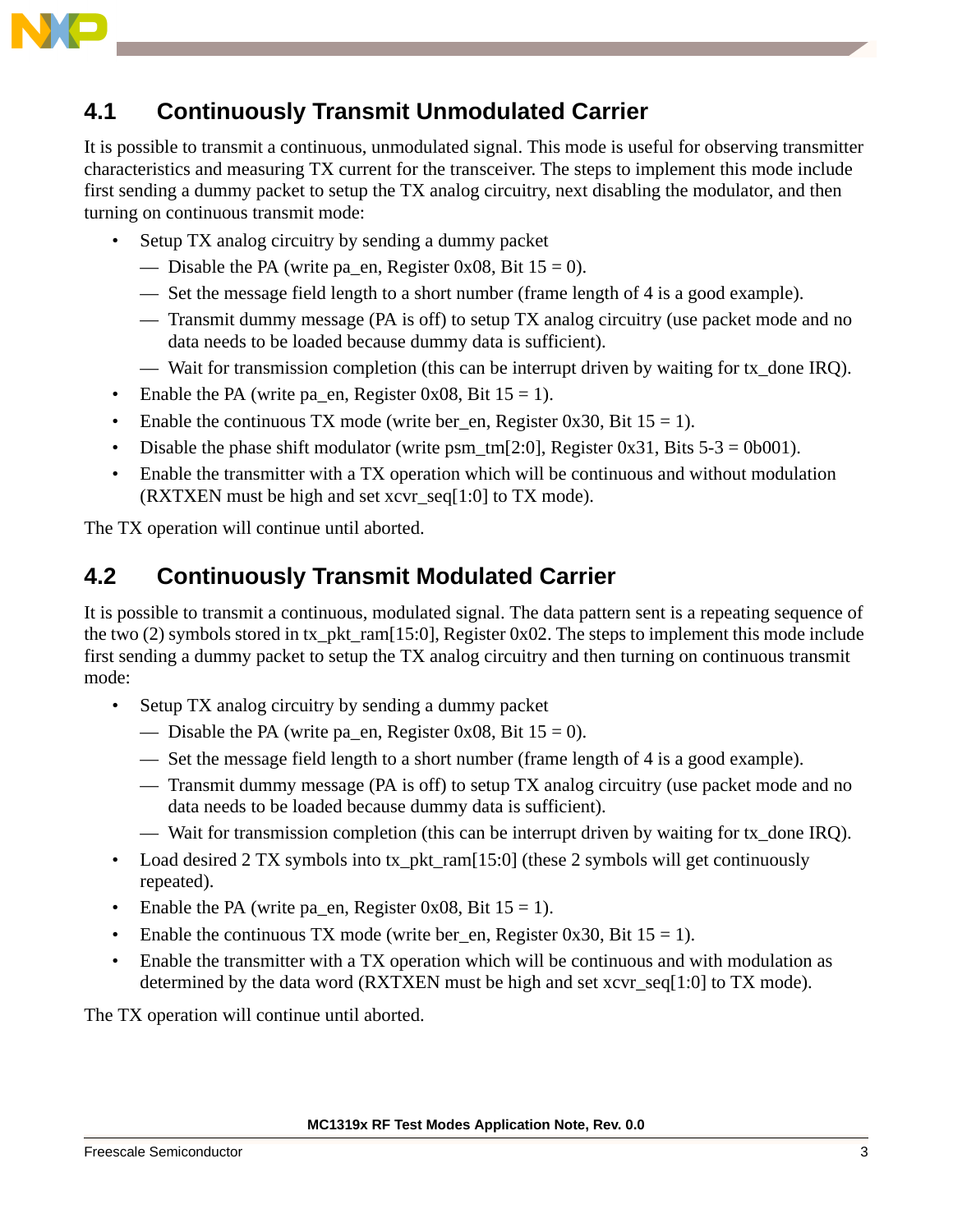## 4.1 Continuously Transmit Unmodulated Carrier

It is possible to transmit a continuous, unmodulated signal. This mode is useful for observing transmitter characteristics and measuring TX current for the transceiver. The steps to implement this mode include first sending a dummy packet to setup the TX analog circuitry, next disabling the modulator, and then turning on continuous transmit mode:

- Setup TX analog circuitry by sending a dummy packet
  - Disable the PA (write pa_en, Register 0x08, Bit 15 = 0).
  - Set the message field length to a short number (frame length of 4 is a good example).
  - Transmit dummy message (PA is off) to setup TX analog circuitry (use packet mode and no data needs to be loaded because dummy data is sufficient).
  - Wait for transmission completion (this can be interrupt driven by waiting for tx_done IRQ).
- Enable the PA (write pa_en, Register 0x08, Bit 15 = 1).
- Enable the continuous TX mode (write ber_en, Register 0x30, Bit 15 = 1).
- Disable the phase shift modulator (write psm_tm[2:0], Register 0x31, Bits 5-3 = 0b001).
- Enable the transmitter with a TX operation which will be continuous and without modulation (RXTXEN must be high and set xcvr_seq[1:0] to TX mode).

The TX operation will continue until aborted.

## 4.2 Continuously Transmit Modulated Carrier

It is possible to transmit a continuous, modulated signal. The data pattern sent is a repeating sequence of the two (2) symbols stored in tx_pkt_ram[15:0], Register 0x02. The steps to implement this mode include first sending a dummy packet to setup the TX analog circuitry and then turning on continuous transmit mode:

- Setup TX analog circuitry by sending a dummy packet
  - Disable the PA (write pa_en, Register 0x08, Bit 15 = 0).
  - Set the message field length to a short number (frame length of 4 is a good example).
  - Transmit dummy message (PA is off) to setup TX analog circuitry (use packet mode and no data needs to be loaded because dummy data is sufficient).
  - Wait for transmission completion (this can be interrupt driven by waiting for tx_done IRQ).
- Load desired 2 TX symbols into tx_pkt_ram[15:0] (these 2 symbols will get continuously repeated).
- Enable the PA (write pa_en, Register 0x08, Bit 15 = 1).
- Enable the continuous TX mode (write ber_en, Register 0x30, Bit 15 = 1).
- Enable the transmitter with a TX operation which will be continuous and with modulation as determined by the data word (RXTXEN must be high and set xcvr_seq[1:0] to TX mode).

The TX operation will continue until aborted.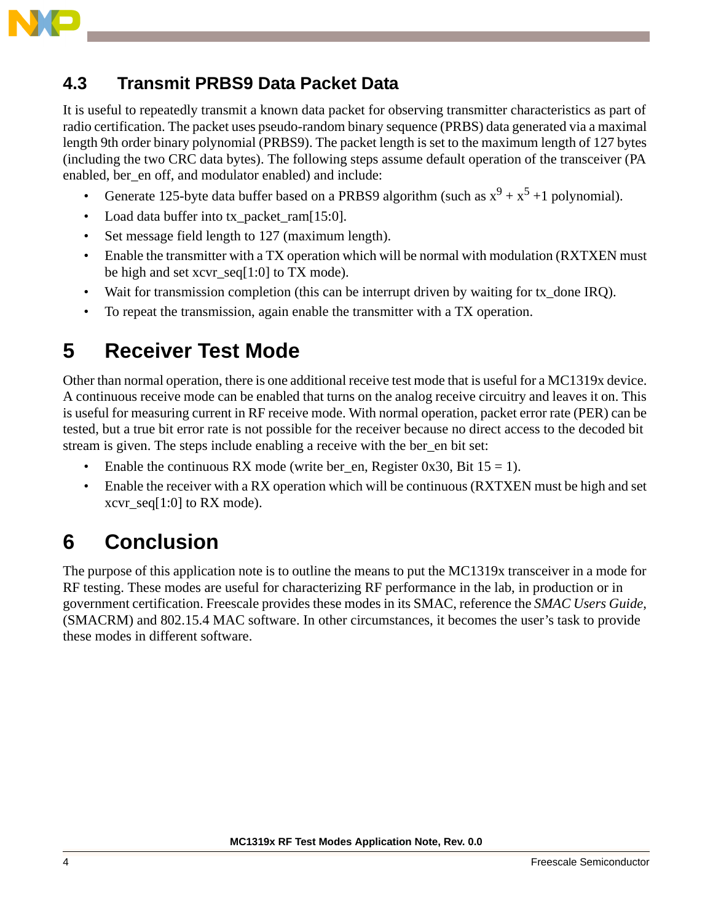### 4.3 Transmit PRBS9 Data Packet Data

It is useful to repeatedly transmit a known data packet for observing transmitter characteristics as part of radio certification. The packet uses pseudo-random binary sequence (PRBS) data generated via a maximal length 9th order binary polynomial (PRBS9). The packet length is set to the maximum length of 127 bytes (including the two CRC data bytes). The following steps assume default operation of the transceiver (PA enabled, ber_en off, and modulator enabled) and include:

- Generate 125-byte data buffer based on a PRBS9 algorithm (such as $x^9 + x^5 + 1$ polynomial).
- Load data buffer into tx_packet_ram[15:0].
- Set message field length to 127 (maximum length).
- Enable the transmitter with a TX operation which will be normal with modulation (RXTXEN must be high and set xcvr_seq[1:0] to TX mode).
- Wait for transmission completion (this can be interrupt driven by waiting for tx_done IRQ).
- To repeat the transmission, again enable the transmitter with a TX operation.

## 5 Receiver Test Mode

Other than normal operation, there is one additional receive test mode that is useful for a MC1319x device. A continuous receive mode can be enabled that turns on the analog receive circuitry and leaves it on. This is useful for measuring current in RF receive mode. With normal operation, packet error rate (PER) can be tested, but a true bit error rate is not possible for the receiver because no direct access to the decoded bit stream is given. The steps include enabling a receive with the ber_en bit set:

- Enable the continuous RX mode (write ber_en, Register 0x30, Bit 15 = 1).
- Enable the receiver with a RX operation which will be continuous (RXTXEN must be high and set xcvr_seq[1:0] to RX mode).

## 6 Conclusion

The purpose of this application note is to outline the means to put the MC1319x transceiver in a mode for RF testing. These modes are useful for characterizing RF performance in the lab, in production or in government certification. Freescale provides these modes in its SMAC, reference the *SMAC Users Guide*, (SMACRM) and 802.15.4 MAC software. In other circumstances, it becomes the user's task to provide these modes in different software.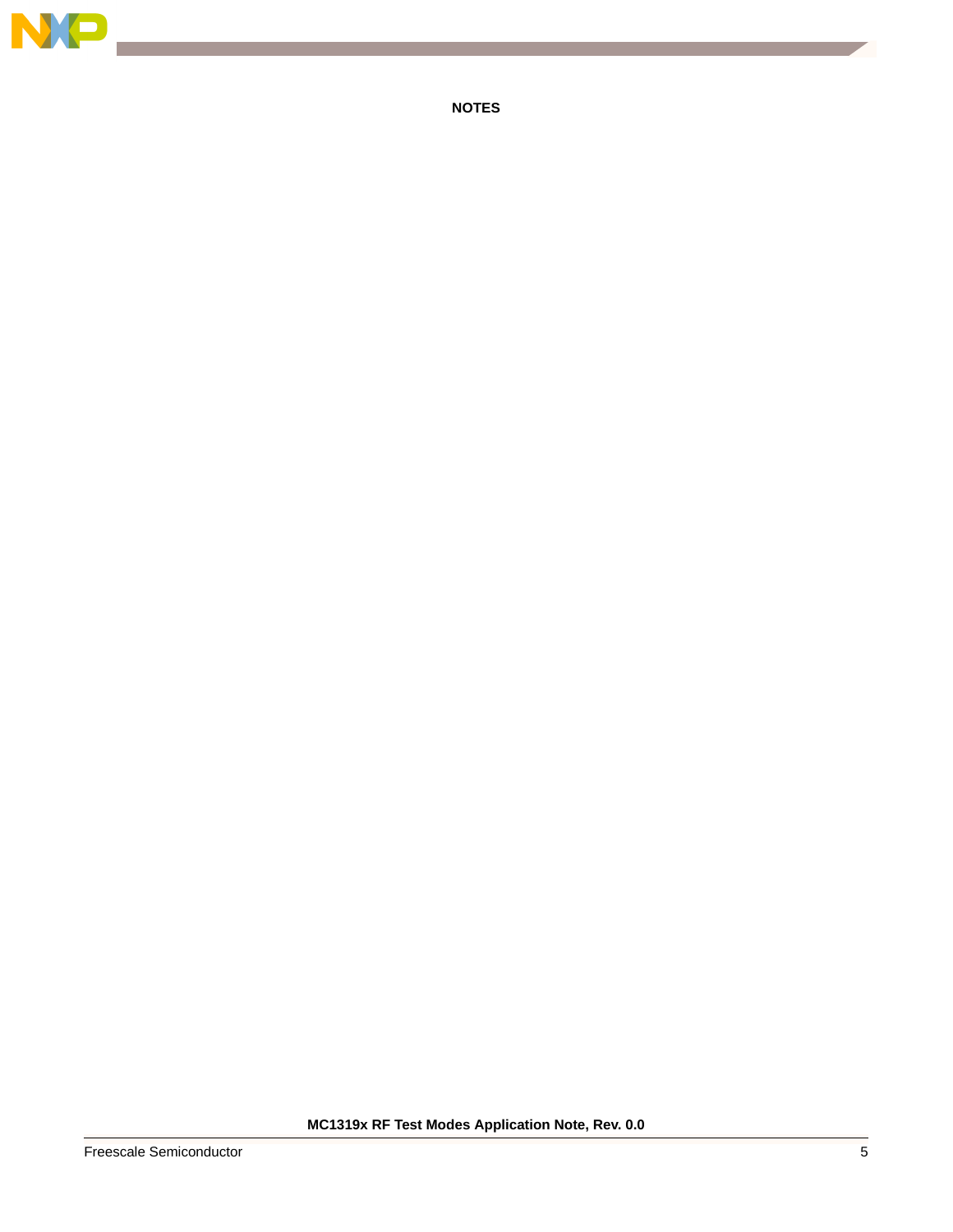# NOTES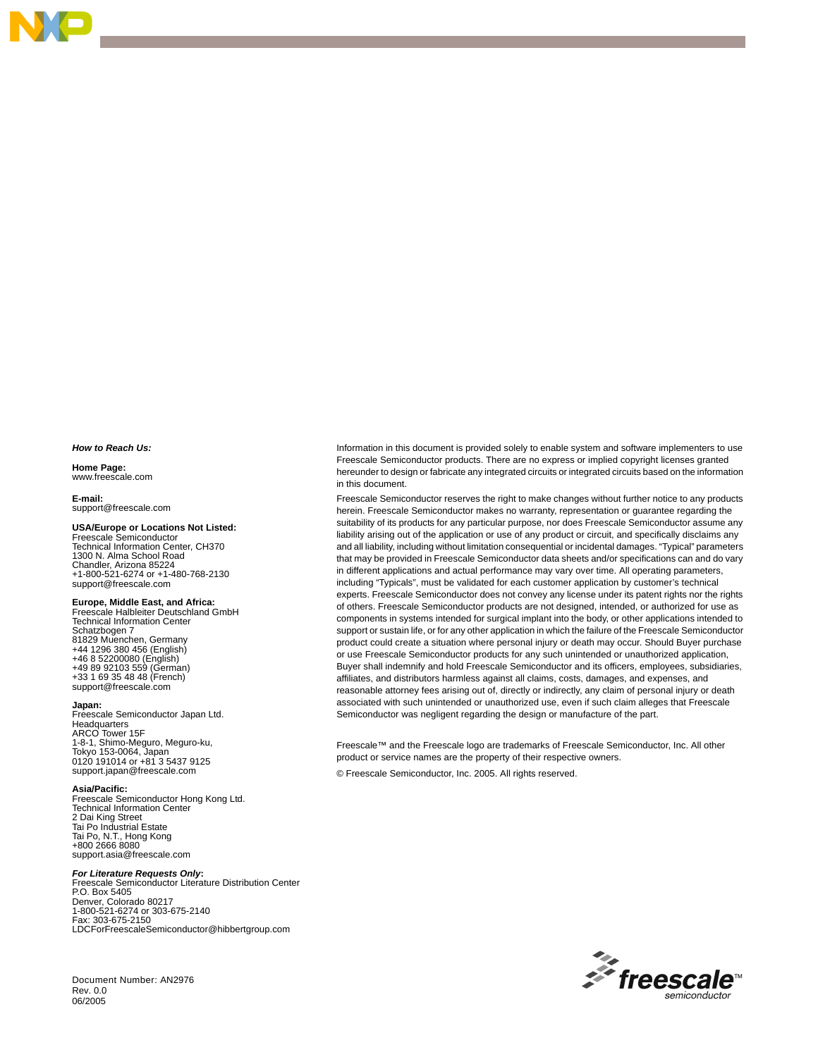***How to Reach Us:***

**Home Page:**
www.freescale.com

**E-mail:**
support@freescale.com

**USA/Europe or Locations Not Listed:**
Freescale Semiconductor
Technical Information Center, CH370
1300 N. Alma School Road
Chandler, Arizona 85224
+1-800-521-6274 or +1-480-768-2130
support@freescale.com

**Europe, Middle East, and Africa:**
Freescale Halbleiter Deutschland GmbH
Technical Information Center
Schatzbogen 7
81829 Muenchen, Germany
+44 1296 380 456 (English)
+46 8 52200080 (English)
+49 89 92103 559 (German)
+33 1 69 35 48 48 (French)
support@freescale.com

**Japan:**
Freescale Semiconductor Japan Ltd.
Headquarters
ARCO Tower 15F
1-8-1, Shimo-Meguro, Meguro-ku,
Tokyo 153-0064, Japan
0120 191014 or +81 3 5437 9125
support.japan@freescale.com

**Asia/Pacific:**
Freescale Semiconductor Hong Kong Ltd.
Technical Information Center
2 Dai King Street
Tai Po Industrial Estate
Tai Po, N.T., Hong Kong
+800 2666 8080
support.asia@freescale.com

***For Literature Requests Only*:**
Freescale Semiconductor Literature Distribution Center
P.O. Box 5405
Denver, Colorado 80217
1-800-521-6274 or 303-675-2140
Fax: 303-675-2150
LDCForFreescaleSemiconductor@hibbertgroup.com

Information in this document is provided solely to enable system and software implementers to use Freescale Semiconductor products. There are no express or implied copyright licenses granted hereunder to design or fabricate any integrated circuits or integrated circuits based on the information in this document.

Freescale Semiconductor reserves the right to make changes without further notice to any products herein. Freescale Semiconductor makes no warranty, representation or guarantee regarding the suitability of its products for any particular purpose, nor does Freescale Semiconductor assume any liability arising out of the application or use of any product or circuit, and specifically disclaims any and all liability, including without limitation consequential or incidental damages. “Typical” parameters that may be provided in Freescale Semiconductor data sheets and/or specifications can and do vary in different applications and actual performance may vary over time. All operating parameters, including “Typicals”, must be validated for each customer application by customer’s technical experts. Freescale Semiconductor does not convey any license under its patent rights nor the rights of others. Freescale Semiconductor products are not designed, intended, or authorized for use as components in systems intended for surgical implant into the body, or other applications intended to support or sustain life, or for any other application in which the failure of the Freescale Semiconductor product could create a situation where personal injury or death may occur. Should Buyer purchase or use Freescale Semiconductor products for any such unintended or unauthorized application, Buyer shall indemnify and hold Freescale Semiconductor and its officers, employees, subsidiaries, affiliates, and distributors harmless against all claims, costs, damages, and expenses, and reasonable attorney fees arising out of, directly or indirectly, any claim of personal injury or death associated with such unintended or unauthorized use, even if such claim alleges that Freescale Semiconductor was negligent regarding the design or manufacture of the part.

Freescale™ and the Freescale logo are trademarks of Freescale Semiconductor, Inc. All other product or service names are the property of their respective owners.

© Freescale Semiconductor, Inc. 2005. All rights reserved.

Document Number: AN2976
Rev. 0.0
06/2005